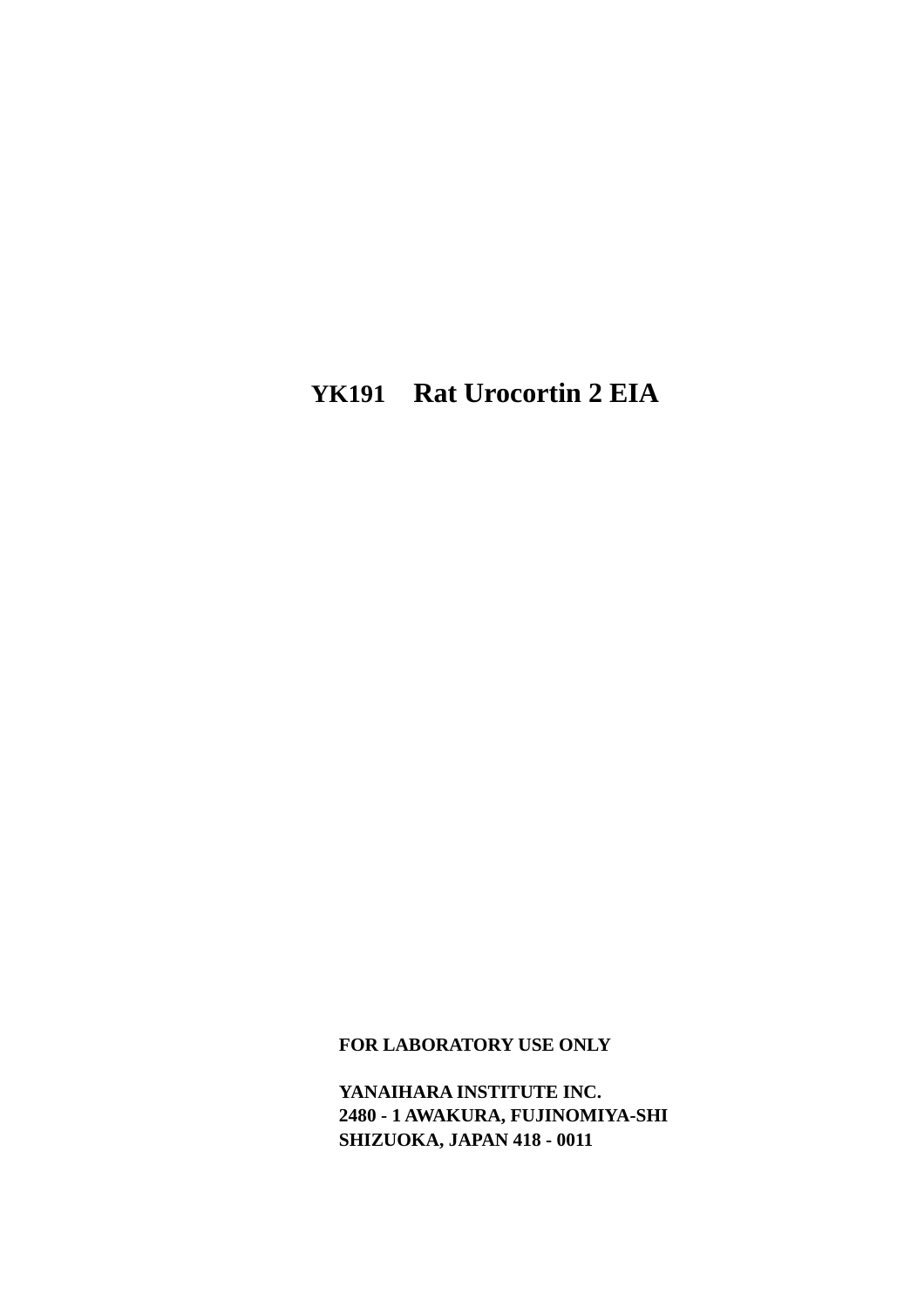# YK191 Rat Urocortin 2 EIA

**FOR LABORATORY USE ONLY**

**YANAIHARA INSTITUTE INC.**
**2480 - 1 AWAKURA, FUJINOMIYA-SHI**
**SHIZUOKA, JAPAN 418 - 0011**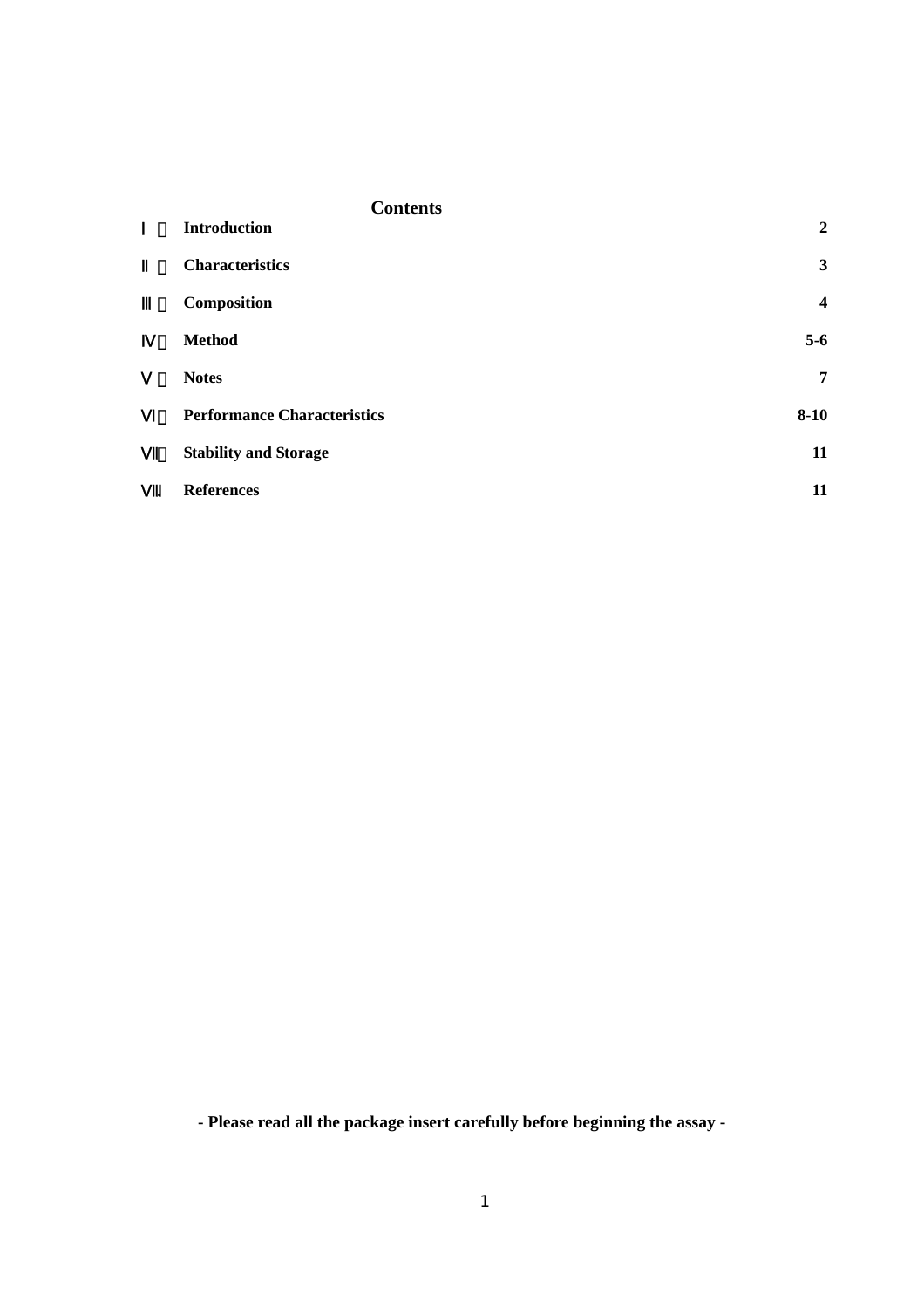## Contents

| | | |
|---|---|---|
| Ⅰ | **Introduction** | **2** |
| Ⅱ | **Characteristics** | **3** |
| Ⅲ | **Composition** | **4** |
| Ⅳ | **Method** | **5-6** |
| Ⅴ | **Notes** | **7** |
| Ⅵ | **Performance Characteristics** | **8-10** |
| Ⅶ | **Stability and Storage** | **11** |
| Ⅷ | **References** | **11** |

**- Please read all the package insert carefully before beginning the assay -**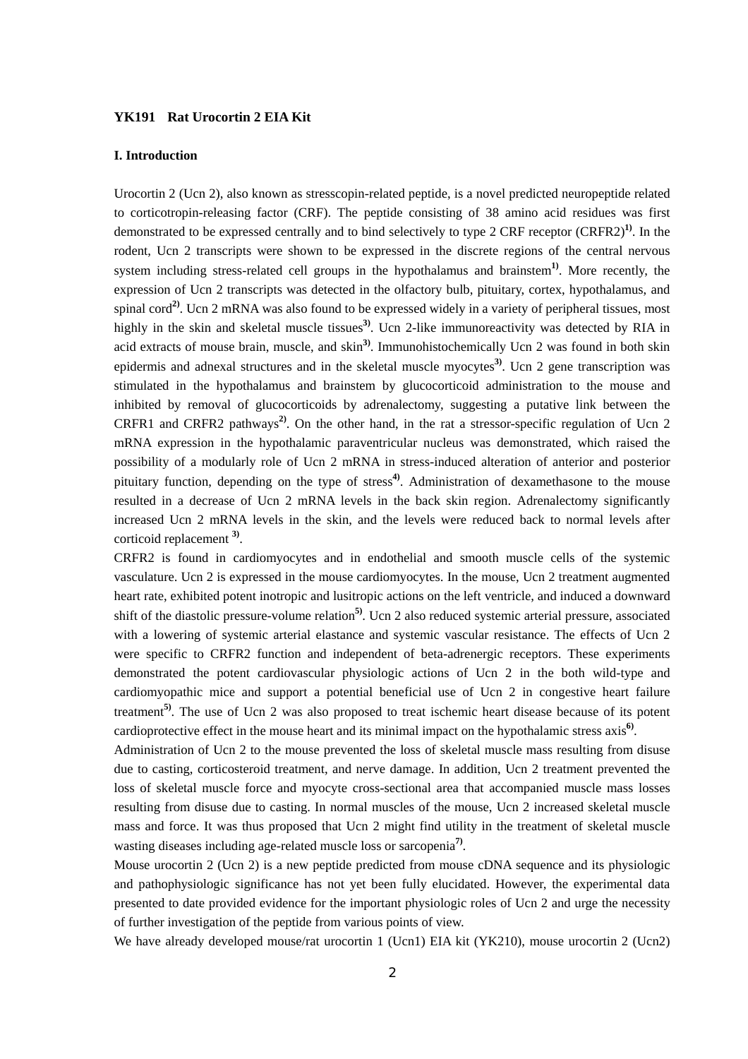**YK191　Rat Urocortin 2 EIA Kit**

**I. Introduction**

Urocortin 2 (Ucn 2), also known as stresscopin-related peptide, is a novel predicted neuropeptide related to corticotropin-releasing factor (CRF). The peptide consisting of 38 amino acid residues was first demonstrated to be expressed centrally and to bind selectively to type 2 CRF receptor (CRFR2)[1]. In the rodent, Ucn 2 transcripts were shown to be expressed in the discrete regions of the central nervous system including stress-related cell groups in the hypothalamus and brainstem[1]. More recently, the expression of Ucn 2 transcripts was detected in the olfactory bulb, pituitary, cortex, hypothalamus, and spinal cord[2]. Ucn 2 mRNA was also found to be expressed widely in a variety of peripheral tissues, most highly in the skin and skeletal muscle tissues[3]. Ucn 2-like immunoreactivity was detected by RIA in acid extracts of mouse brain, muscle, and skin[3]. Immunohistochemically Ucn 2 was found in both skin epidermis and adnexal structures and in the skeletal muscle myocytes[3]. Ucn 2 gene transcription was stimulated in the hypothalamus and brainstem by glucocorticoid administration to the mouse and inhibited by removal of glucocorticoids by adrenalectomy, suggesting a putative link between the CRFR1 and CRFR2 pathways[2]. On the other hand, in the rat a stressor-specific regulation of Ucn 2 mRNA expression in the hypothalamic paraventricular nucleus was demonstrated, which raised the possibility of a modularly role of Ucn 2 mRNA in stress-induced alteration of anterior and posterior pituitary function, depending on the type of stress[4]. Administration of dexamethasone to the mouse resulted in a decrease of Ucn 2 mRNA levels in the back skin region. Adrenalectomy significantly increased Ucn 2 mRNA levels in the skin, and the levels were reduced back to normal levels after corticoid replacement [3].

CRFR2 is found in cardiomyocytes and in endothelial and smooth muscle cells of the systemic vasculature. Ucn 2 is expressed in the mouse cardiomyocytes. In the mouse, Ucn 2 treatment augmented heart rate, exhibited potent inotropic and lusitropic actions on the left ventricle, and induced a downward shift of the diastolic pressure-volume relation[5]. Ucn 2 also reduced systemic arterial pressure, associated with a lowering of systemic arterial elastance and systemic vascular resistance. The effects of Ucn 2 were specific to CRFR2 function and independent of beta-adrenergic receptors. These experiments demonstrated the potent cardiovascular physiologic actions of Ucn 2 in the both wild-type and cardiomyopathic mice and support a potential beneficial use of Ucn 2 in congestive heart failure treatment[5]. The use of Ucn 2 was also proposed to treat ischemic heart disease because of its potent cardioprotective effect in the mouse heart and its minimal impact on the hypothalamic stress axis[6].

Administration of Ucn 2 to the mouse prevented the loss of skeletal muscle mass resulting from disuse due to casting, corticosteroid treatment, and nerve damage. In addition, Ucn 2 treatment prevented the loss of skeletal muscle force and myocyte cross-sectional area that accompanied muscle mass losses resulting from disuse due to casting. In normal muscles of the mouse, Ucn 2 increased skeletal muscle mass and force. It was thus proposed that Ucn 2 might find utility in the treatment of skeletal muscle wasting diseases including age-related muscle loss or sarcopenia[7].

Mouse urocortin 2 (Ucn 2) is a new peptide predicted from mouse cDNA sequence and its physiologic and pathophysiologic significance has not yet been fully elucidated. However, the experimental data presented to date provided evidence for the important physiologic roles of Ucn 2 and urge the necessity of further investigation of the peptide from various points of view.

We have already developed mouse/rat urocortin 1 (Ucn1) EIA kit (YK210), mouse urocortin 2 (Ucn2)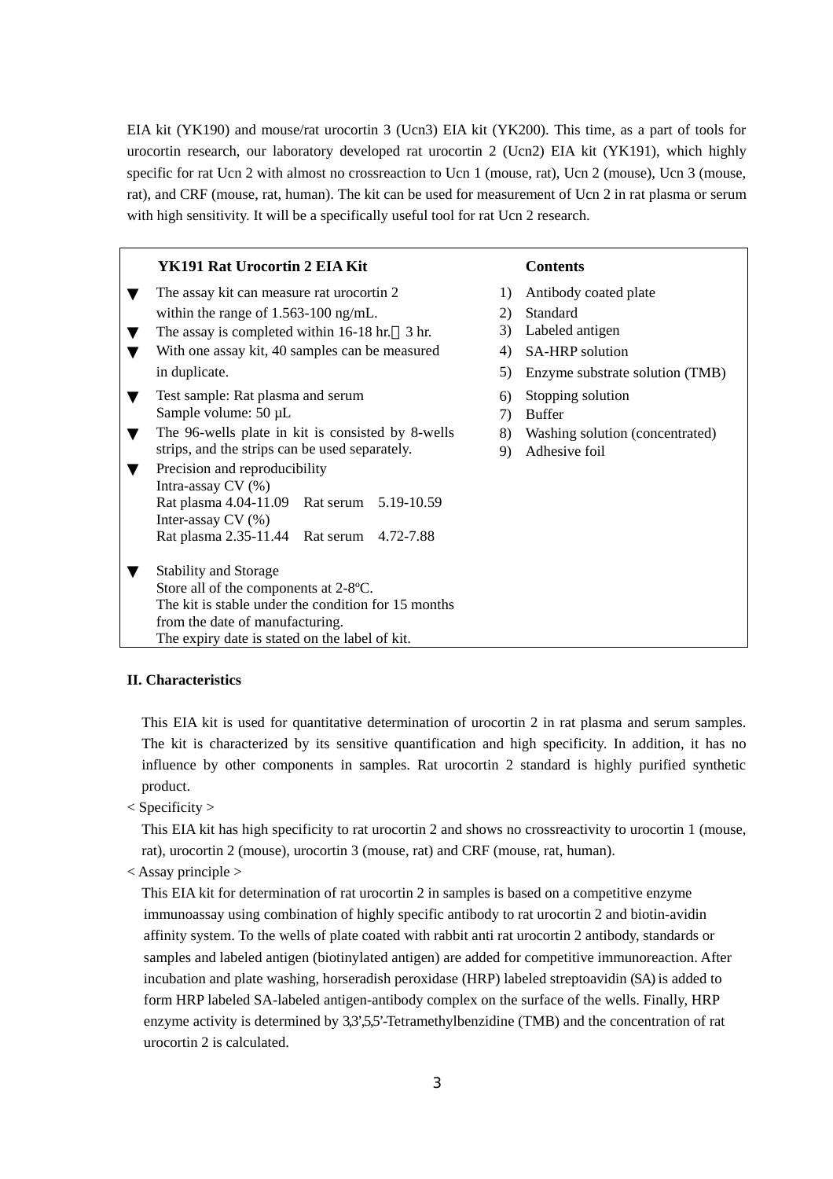EIA kit (YK190) and mouse/rat urocortin 3 (Ucn3) EIA kit (YK200). This time, as a part of tools for urocortin research, our laboratory developed rat urocortin 2 (Ucn2) EIA kit (YK191), which highly specific for rat Ucn 2 with almost no crossreaction to Ucn 1 (mouse, rat), Ucn 2 (mouse), Ucn 3 (mouse, rat), and CRF (mouse, rat, human). The kit can be used for measurement of Ucn 2 in rat plasma or serum with high sensitivity. It will be a specifically useful tool for rat Ucn 2 research.

| **YK191 Rat Urocortin 2 EIA Kit** | **Contents** |
|---|---|
| ▼ The assay kit can measure rat urocortin 2 within the range of 1.563-100 ng/mL.<br>▼ The assay is completed within 16-18 hr.＋3 hr.<br>▼ With one assay kit, 40 samples can be measured in duplicate.<br>▼ Test sample: Rat plasma and serum<br>Sample volume: 50 µL<br>▼ The 96-wells plate in kit is consisted by 8-wells strips, and the strips can be used separately.<br>▼ Precision and reproducibility<br>Intra-assay CV (%)<br>Rat plasma 4.04-11.09 Rat serum 5.19-10.59<br>Inter-assay CV (%)<br>Rat plasma 2.35-11.44 Rat serum 4.72-7.88<br>▼ Stability and Storage<br>Store all of the components at 2-8ºC.<br>The kit is stable under the condition for 15 months from the date of manufacturing.<br>The expiry date is stated on the label of kit. | 1) Antibody coated plate<br>2) Standard<br>3) Labeled antigen<br>4) SA-HRP solution<br>5) Enzyme substrate solution (TMB)<br>6) Stopping solution<br>7) Buffer<br>8) Washing solution (concentrated)<br>9) Adhesive foil |

## II. Characteristics

This EIA kit is used for quantitative determination of urocortin 2 in rat plasma and serum samples. The kit is characterized by its sensitive quantification and high specificity. In addition, it has no influence by other components in samples. Rat urocortin 2 standard is highly purified synthetic product.

< Specificity >

This EIA kit has high specificity to rat urocortin 2 and shows no crossreactivity to urocortin 1 (mouse, rat), urocortin 2 (mouse), urocortin 3 (mouse, rat) and CRF (mouse, rat, human).

< Assay principle >

This EIA kit for determination of rat urocortin 2 in samples is based on a competitive enzyme immunoassay using combination of highly specific antibody to rat urocortin 2 and biotin-avidin affinity system. To the wells of plate coated with rabbit anti rat urocortin 2 antibody, standards or samples and labeled antigen (biotinylated antigen) are added for competitive immunoreaction. After incubation and plate washing, horseradish peroxidase (HRP) labeled streptoavidin (SA) is added to form HRP labeled SA-labeled antigen-antibody complex on the surface of the wells. Finally, HRP enzyme activity is determined by 3,3',5,5'-Tetramethylbenzidine (TMB) and the concentration of rat urocortin 2 is calculated.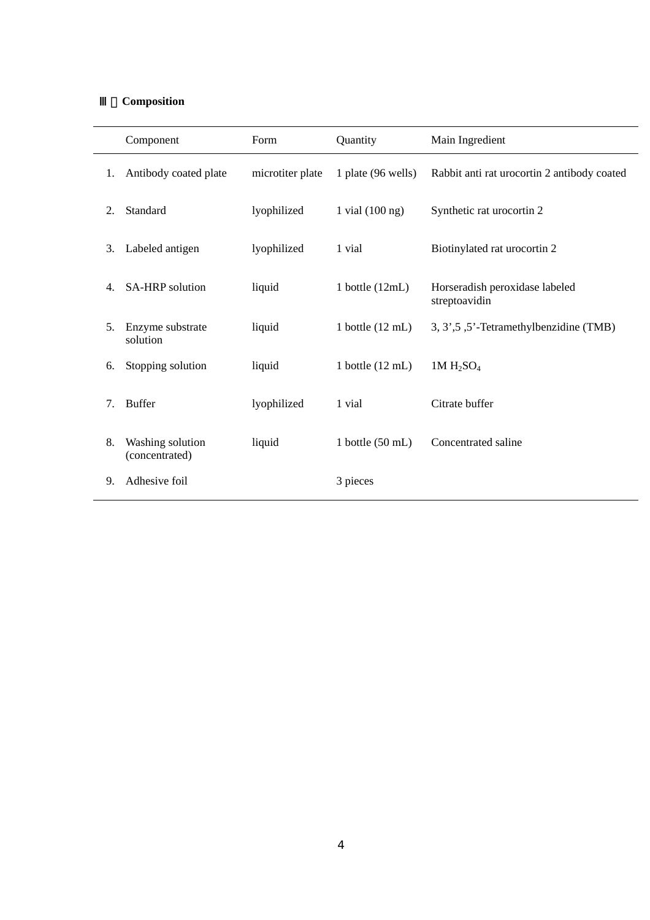## Ⅲ．Composition

| | Component | Form | Quantity | Main Ingredient |
|---|---|---|---|---|
| 1. | Antibody coated plate | microtiter plate | 1 plate (96 wells) | Rabbit anti rat urocortin 2 antibody coated |
| 2. | Standard | lyophilized | 1 vial (100 ng) | Synthetic rat urocortin 2 |
| 3. | Labeled antigen | lyophilized | 1 vial | Biotinylated rat urocortin 2 |
| 4. | SA-HRP solution | liquid | 1 bottle (12mL) | Horseradish peroxidase labeled streptoavidin |
| 5. | Enzyme substrate solution | liquid | 1 bottle (12 mL) | 3, 3',5 ,5'-Tetramethylbenzidine (TMB) |
| 6. | Stopping solution | liquid | 1 bottle (12 mL) | 1M $H_2SO_4$ |
| 7. | Buffer | lyophilized | 1 vial | Citrate buffer |
| 8. | Washing solution (concentrated) | liquid | 1 bottle (50 mL) | Concentrated saline |
| 9. | Adhesive foil | | 3 pieces | |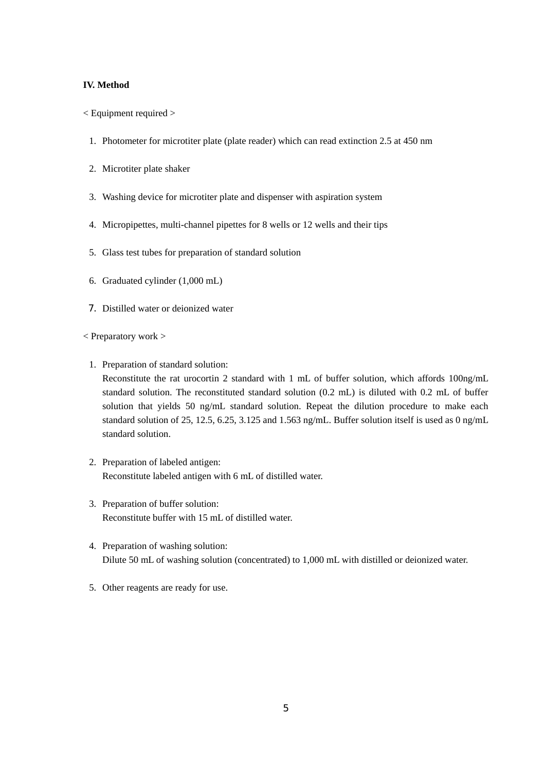## IV. Method

< Equipment required >

1. Photometer for microtiter plate (plate reader) which can read extinction 2.5 at 450 nm
2. Microtiter plate shaker
3. Washing device for microtiter plate and dispenser with aspiration system
4. Micropipettes, multi-channel pipettes for 8 wells or 12 wells and their tips
5. Glass test tubes for preparation of standard solution
6. Graduated cylinder (1,000 mL)
7. Distilled water or deionized water

< Preparatory work >

1. Preparation of standard solution:
   Reconstitute the rat urocortin 2 standard with 1 mL of buffer solution, which affords 100ng/mL standard solution. The reconstituted standard solution (0.2 mL) is diluted with 0.2 mL of buffer solution that yields 50 ng/mL standard solution. Repeat the dilution procedure to make each standard solution of 25, 12.5, 6.25, 3.125 and 1.563 ng/mL. Buffer solution itself is used as 0 ng/mL standard solution.

2. Preparation of labeled antigen:
   Reconstitute labeled antigen with 6 mL of distilled water.

3. Preparation of buffer solution:
   Reconstitute buffer with 15 mL of distilled water.

4. Preparation of washing solution:
   Dilute 50 mL of washing solution (concentrated) to 1,000 mL with distilled or deionized water.

5. Other reagents are ready for use.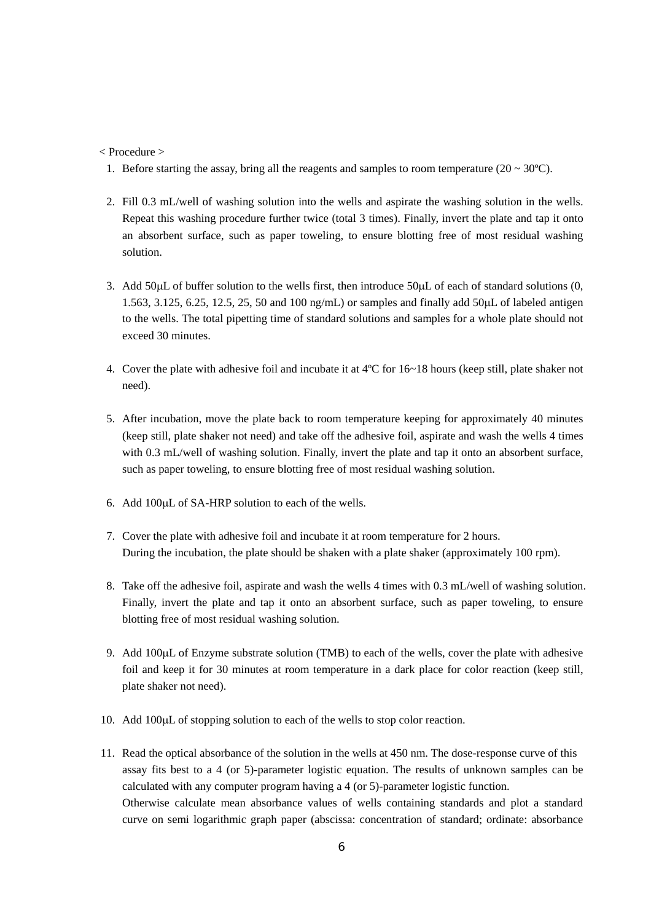< Procedure >

1. Before starting the assay, bring all the reagents and samples to room temperature (20 ~ 30ºC).

2. Fill 0.3 mL/well of washing solution into the wells and aspirate the washing solution in the wells. Repeat this washing procedure further twice (total 3 times). Finally, invert the plate and tap it onto an absorbent surface, such as paper toweling, to ensure blotting free of most residual washing solution.

3. Add 50μL of buffer solution to the wells first, then introduce 50μL of each of standard solutions (0, 1.563, 3.125, 6.25, 12.5, 25, 50 and 100 ng/mL) or samples and finally add 50μL of labeled antigen to the wells. The total pipetting time of standard solutions and samples for a whole plate should not exceed 30 minutes.

4. Cover the plate with adhesive foil and incubate it at 4ºC for 16~18 hours (keep still, plate shaker not need).

5. After incubation, move the plate back to room temperature keeping for approximately 40 minutes (keep still, plate shaker not need) and take off the adhesive foil, aspirate and wash the wells 4 times with 0.3 mL/well of washing solution. Finally, invert the plate and tap it onto an absorbent surface, such as paper toweling, to ensure blotting free of most residual washing solution.

6. Add 100μL of SA-HRP solution to each of the wells.

7. Cover the plate with adhesive foil and incubate it at room temperature for 2 hours.
   During the incubation, the plate should be shaken with a plate shaker (approximately 100 rpm).

8. Take off the adhesive foil, aspirate and wash the wells 4 times with 0.3 mL/well of washing solution. Finally, invert the plate and tap it onto an absorbent surface, such as paper toweling, to ensure blotting free of most residual washing solution.

9. Add 100μL of Enzyme substrate solution (TMB) to each of the wells, cover the plate with adhesive foil and keep it for 30 minutes at room temperature in a dark place for color reaction (keep still, plate shaker not need).

10. Add 100μL of stopping solution to each of the wells to stop color reaction.

11. Read the optical absorbance of the solution in the wells at 450 nm. The dose-response curve of this assay fits best to a 4 (or 5)-parameter logistic equation. The results of unknown samples can be calculated with any computer program having a 4 (or 5)-parameter logistic function.
    Otherwise calculate mean absorbance values of wells containing standards and plot a standard curve on semi logarithmic graph paper (abscissa: concentration of standard; ordinate: absorbance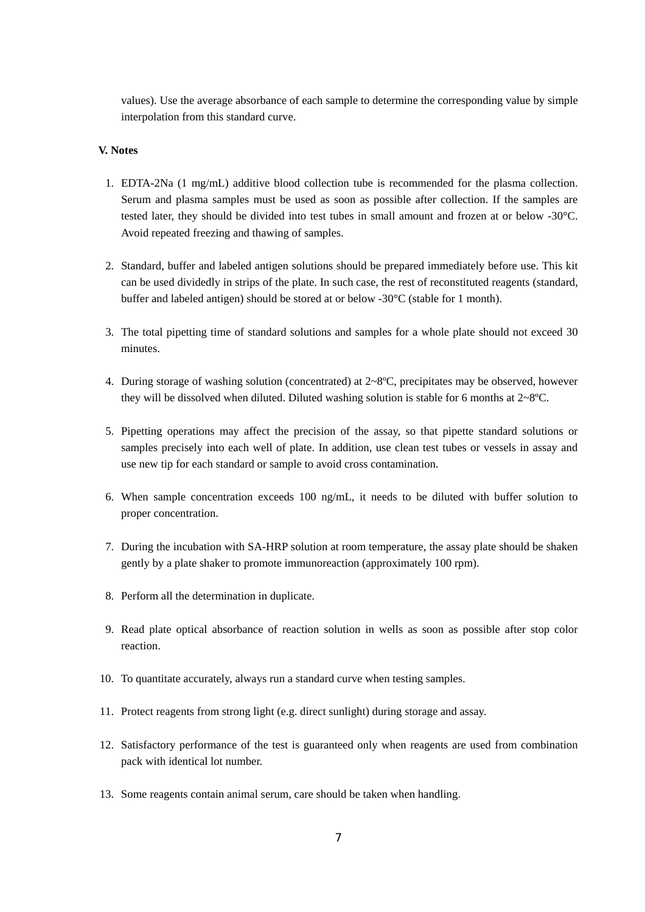values). Use the average absorbance of each sample to determine the corresponding value by simple interpolation from this standard curve.

**V. Notes**

1. EDTA-2Na (1 mg/mL) additive blood collection tube is recommended for the plasma collection. Serum and plasma samples must be used as soon as possible after collection. If the samples are tested later, they should be divided into test tubes in small amount and frozen at or below -30°C. Avoid repeated freezing and thawing of samples.

2. Standard, buffer and labeled antigen solutions should be prepared immediately before use. This kit can be used dividedly in strips of the plate. In such case, the rest of reconstituted reagents (standard, buffer and labeled antigen) should be stored at or below -30°C (stable for 1 month).

3. The total pipetting time of standard solutions and samples for a whole plate should not exceed 30 minutes.

4. During storage of washing solution (concentrated) at 2~8ºC, precipitates may be observed, however they will be dissolved when diluted. Diluted washing solution is stable for 6 months at 2~8ºC.

5. Pipetting operations may affect the precision of the assay, so that pipette standard solutions or samples precisely into each well of plate. In addition, use clean test tubes or vessels in assay and use new tip for each standard or sample to avoid cross contamination.

6. When sample concentration exceeds 100 ng/mL, it needs to be diluted with buffer solution to proper concentration.

7. During the incubation with SA-HRP solution at room temperature, the assay plate should be shaken gently by a plate shaker to promote immunoreaction (approximately 100 rpm).

8. Perform all the determination in duplicate.

9. Read plate optical absorbance of reaction solution in wells as soon as possible after stop color reaction.

10. To quantitate accurately, always run a standard curve when testing samples.

11. Protect reagents from strong light (e.g. direct sunlight) during storage and assay.

12. Satisfactory performance of the test is guaranteed only when reagents are used from combination pack with identical lot number.

13. Some reagents contain animal serum, care should be taken when handling.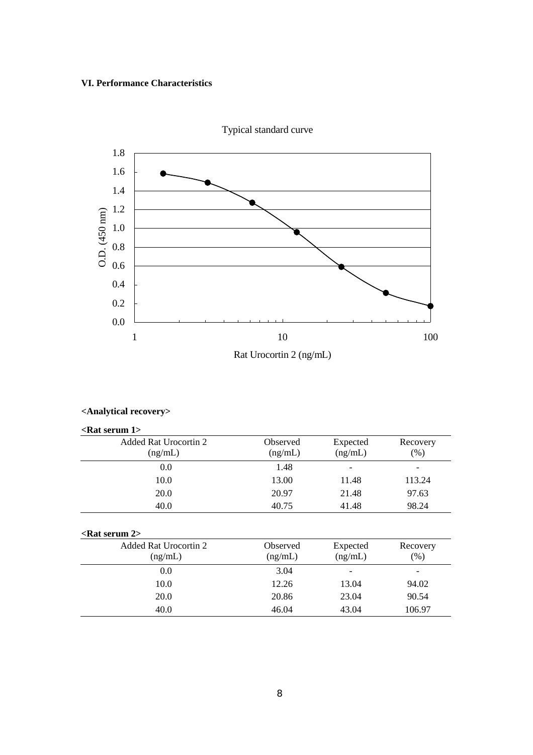**VI. Performance Characteristics**

Typical standard curve

**<Analytical recovery>**

**<Rat serum 1>**

| Added Rat Urocortin 2 (ng/mL) | Observed (ng/mL) | Expected (ng/mL) | Recovery (%) |
|---|---|---|---|
| 0.0 | 1.48 | - | - |
| 10.0 | 13.00 | 11.48 | 113.24 |
| 20.0 | 20.97 | 21.48 | 97.63 |
| 40.0 | 40.75 | 41.48 | 98.24 |

**<Rat serum 2>**

| Added Rat Urocortin 2 (ng/mL) | Observed (ng/mL) | Expected (ng/mL) | Recovery (%) |
|---|---|---|---|
| 0.0 | 3.04 | - | - |
| 10.0 | 12.26 | 13.04 | 94.02 |
| 20.0 | 20.86 | 23.04 | 90.54 |
| 40.0 | 46.04 | 43.04 | 106.97 |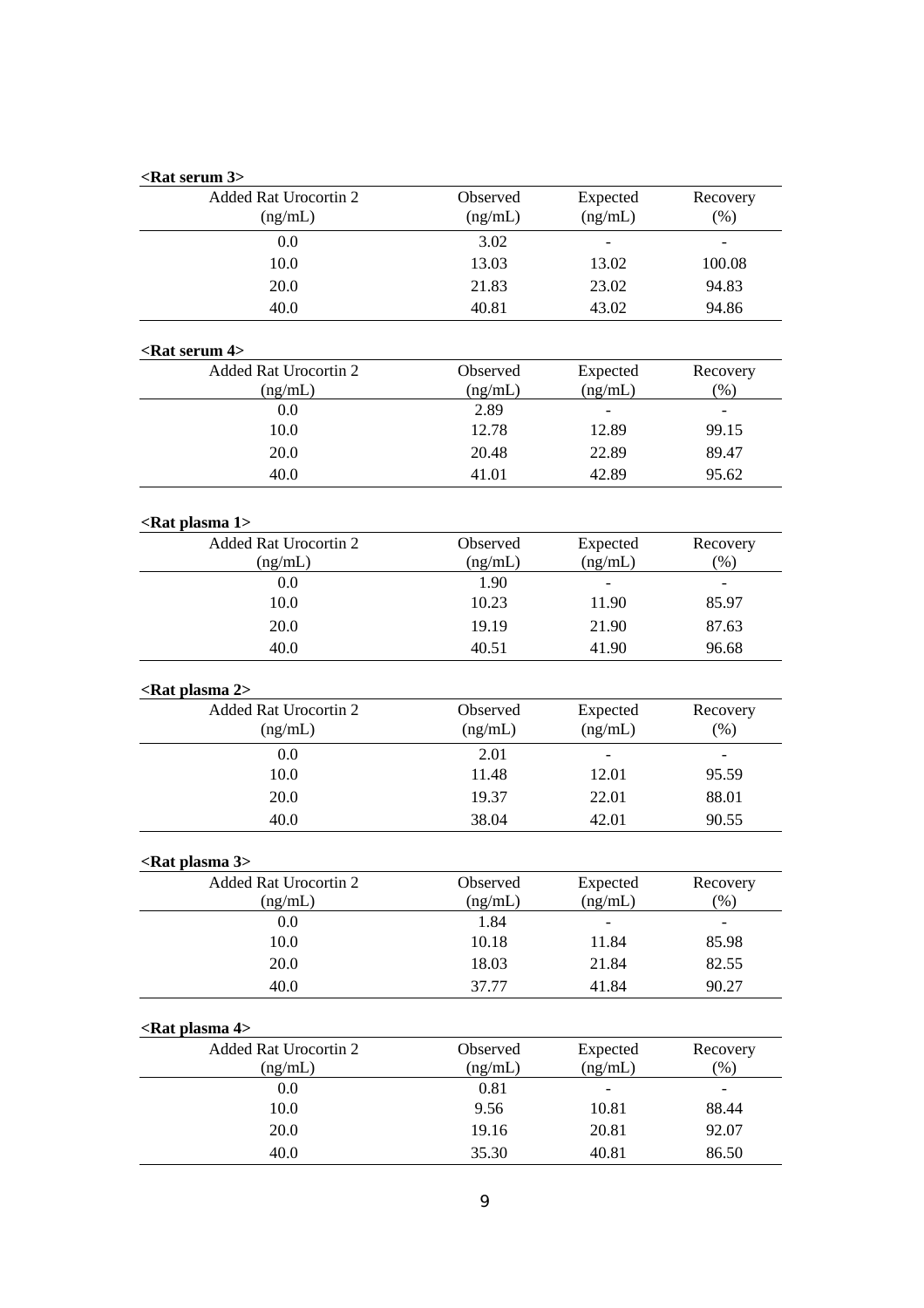**<Rat serum 3>**

| Added Rat Urocortin 2 (ng/mL) | Observed (ng/mL) | Expected (ng/mL) | Recovery (%) |
|---|---|---|---|
| 0.0 | 3.02 | - | - |
| 10.0 | 13.03 | 13.02 | 100.08 |
| 20.0 | 21.83 | 23.02 | 94.83 |
| 40.0 | 40.81 | 43.02 | 94.86 |

**<Rat serum 4>**

| Added Rat Urocortin 2 (ng/mL) | Observed (ng/mL) | Expected (ng/mL) | Recovery (%) |
|---|---|---|---|
| 0.0 | 2.89 | - | - |
| 10.0 | 12.78 | 12.89 | 99.15 |
| 20.0 | 20.48 | 22.89 | 89.47 |
| 40.0 | 41.01 | 42.89 | 95.62 |

**<Rat plasma 1>**

| Added Rat Urocortin 2 (ng/mL) | Observed (ng/mL) | Expected (ng/mL) | Recovery (%) |
|---|---|---|---|
| 0.0 | 1.90 | - | - |
| 10.0 | 10.23 | 11.90 | 85.97 |
| 20.0 | 19.19 | 21.90 | 87.63 |
| 40.0 | 40.51 | 41.90 | 96.68 |

**<Rat plasma 2>**

| Added Rat Urocortin 2 (ng/mL) | Observed (ng/mL) | Expected (ng/mL) | Recovery (%) |
|---|---|---|---|
| 0.0 | 2.01 | - | - |
| 10.0 | 11.48 | 12.01 | 95.59 |
| 20.0 | 19.37 | 22.01 | 88.01 |
| 40.0 | 38.04 | 42.01 | 90.55 |

**<Rat plasma 3>**

| Added Rat Urocortin 2 (ng/mL) | Observed (ng/mL) | Expected (ng/mL) | Recovery (%) |
|---|---|---|---|
| 0.0 | 1.84 | - | - |
| 10.0 | 10.18 | 11.84 | 85.98 |
| 20.0 | 18.03 | 21.84 | 82.55 |
| 40.0 | 37.77 | 41.84 | 90.27 |

**<Rat plasma 4>**

| Added Rat Urocortin 2 (ng/mL) | Observed (ng/mL) | Expected (ng/mL) | Recovery (%) |
|---|---|---|---|
| 0.0 | 0.81 | - | - |
| 10.0 | 9.56 | 10.81 | 88.44 |
| 20.0 | 19.16 | 20.81 | 92.07 |
| 40.0 | 35.30 | 40.81 | 86.50 |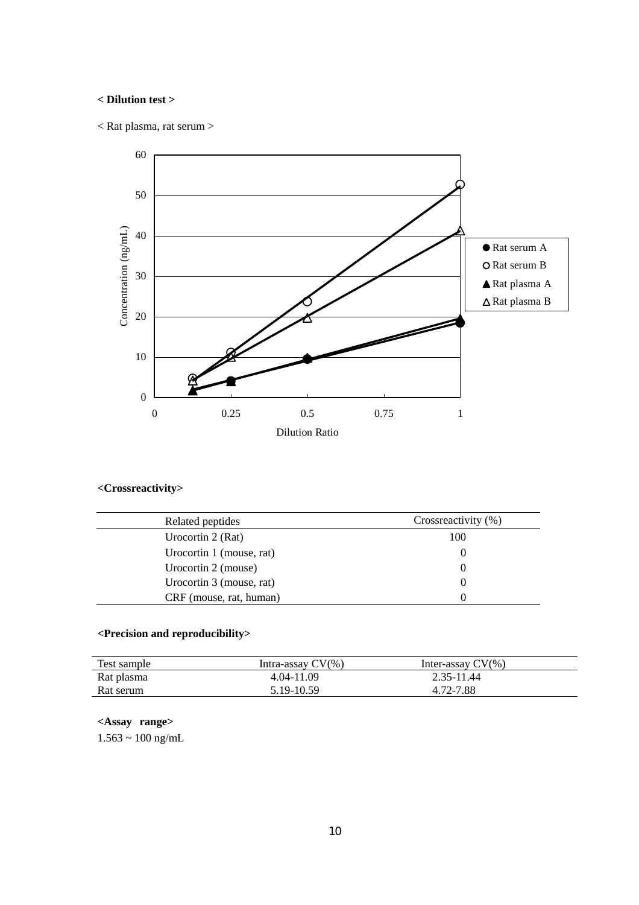**< Dilution test >**

< Rat plasma, rat serum >

**<Crossreactivity>**

| Related peptides | Crossreactivity (%) |
|---|---|
| Urocortin 2 (Rat) | 100 |
| Urocortin 1 (mouse, rat) | 0 |
| Urocortin 2 (mouse) | 0 |
| Urocortin 3 (mouse, rat) | 0 |
| CRF (mouse, rat, human) | 0 |

**<Precision and reproducibility>**

| Test sample | Intra-assay CV(%) | Inter-assay CV(%) |
|---|---|---|
| Rat plasma | 4.04-11.09 | 2.35-11.44 |
| Rat serum | 5.19-10.59 | 4.72-7.88 |

**<Assay range>**

1.563 ~ 100 ng/mL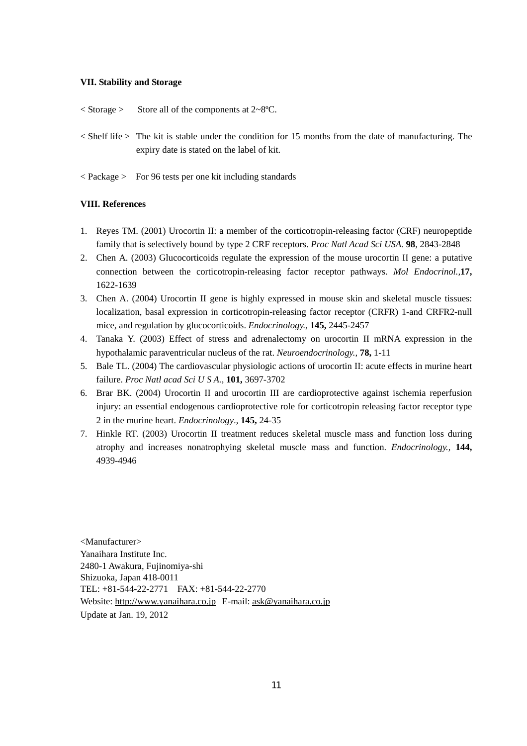## VII. Stability and Storage

< Storage > Store all of the components at 2~8ºC.

< Shelf life > The kit is stable under the condition for 15 months from the date of manufacturing. The expiry date is stated on the label of kit.

< Package > For 96 tests per one kit including standards

## VIII. References

1. Reyes TM. (2001) Urocortin II: a member of the corticotropin-releasing factor (CRF) neuropeptide family that is selectively bound by type 2 CRF receptors. *Proc Natl Acad Sci USA.* **98**, 2843-2848
2. Chen A. (2003) Glucocorticoids regulate the expression of the mouse urocortin II gene: a putative connection between the corticotropin-releasing factor receptor pathways. *Mol Endocrinol.,***17,** 1622-1639
3. Chen A. (2004) Urocortin II gene is highly expressed in mouse skin and skeletal muscle tissues: localization, basal expression in corticotropin-releasing factor receptor (CRFR) 1-and CRFR2-null mice, and regulation by glucocorticoids. *Endocrinology.,* **145,** 2445-2457
4. Tanaka Y. (2003) Effect of stress and adrenalectomy on urocortin II mRNA expression in the hypothalamic paraventricular nucleus of the rat. *Neuroendocrinology.,* **78,** 1-11
5. Bale TL. (2004) The cardiovascular physiologic actions of urocortin II: acute effects in murine heart failure. *Proc Natl acad Sci U S A.,* **101,** 3697-3702
6. Brar BK. (2004) Urocortin II and urocortin III are cardioprotective against ischemia reperfusion injury: an essential endogenous cardioprotective role for corticotropin releasing factor receptor type 2 in the murine heart. *Endocrinology*., **145,** 24-35
7. Hinkle RT. (2003) Urocortin II treatment reduces skeletal muscle mass and function loss during atrophy and increases nonatrophying skeletal muscle mass and function. *Endocrinology.,* **144,** 4939-4946

<Manufacturer>
Yanaihara Institute Inc.
2480-1 Awakura, Fujinomiya-shi
Shizuoka, Japan 418-0011
TEL: +81-544-22-2771 FAX: +81-544-22-2770
Website: http://www.yanaihara.co.jp E-mail: ask@yanaihara.co.jp
Update at Jan. 19, 2012